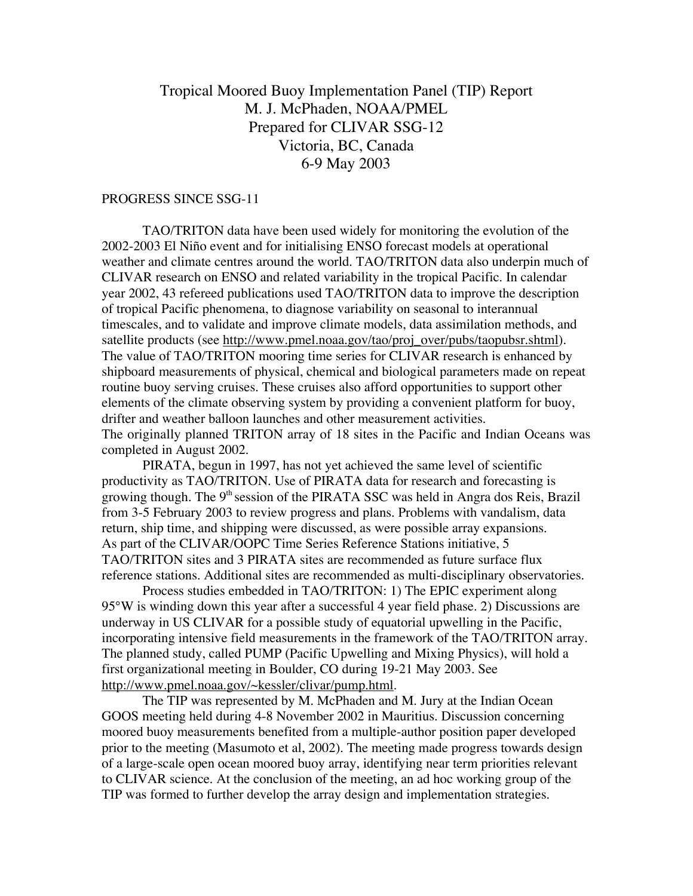Tropical Moored Buoy Implementation Panel (TIP) Report
M. J. McPhaden, NOAA/PMEL
Prepared for CLIVAR SSG-12
Victoria, BC, Canada
6-9 May 2003

## PROGRESS SINCE SSG-11

TAO/TRITON data have been used widely for monitoring the evolution of the 2002-2003 El Niño event and for initialising ENSO forecast models at operational weather and climate centres around the world. TAO/TRITON data also underpin much of CLIVAR research on ENSO and related variability in the tropical Pacific. In calendar year 2002, 43 refereed publications used TAO/TRITON data to improve the description of tropical Pacific phenomena, to diagnose variability on seasonal to interannual timescales, and to validate and improve climate models, data assimilation methods, and satellite products (see http://www.pmel.noaa.gov/tao/proj_over/pubs/taopubsr.shtml). The value of TAO/TRITON mooring time series for CLIVAR research is enhanced by shipboard measurements of physical, chemical and biological parameters made on repeat routine buoy serving cruises. These cruises also afford opportunities to support other elements of the climate observing system by providing a convenient platform for buoy, drifter and weather balloon launches and other measurement activities.
The originally planned TRITON array of 18 sites in the Pacific and Indian Oceans was completed in August 2002.

PIRATA, begun in 1997, has not yet achieved the same level of scientific productivity as TAO/TRITON. Use of PIRATA data for research and forecasting is growing though. The 9th session of the PIRATA SSC was held in Angra dos Reis, Brazil from 3-5 February 2003 to review progress and plans. Problems with vandalism, data return, ship time, and shipping were discussed, as were possible array expansions.
As part of the CLIVAR/OOPC Time Series Reference Stations initiative, 5 TAO/TRITON sites and 3 PIRATA sites are recommended as future surface flux reference stations. Additional sites are recommended as multi-disciplinary observatories.

Process studies embedded in TAO/TRITON: 1) The EPIC experiment along 95°W is winding down this year after a successful 4 year field phase. 2) Discussions are underway in US CLIVAR for a possible study of equatorial upwelling in the Pacific, incorporating intensive field measurements in the framework of the TAO/TRITON array. The planned study, called PUMP (Pacific Upwelling and Mixing Physics), will hold a first organizational meeting in Boulder, CO during 19-21 May 2003. See http://www.pmel.noaa.gov/~kessler/clivar/pump.html.

The TIP was represented by M. McPhaden and M. Jury at the Indian Ocean GOOS meeting held during 4-8 November 2002 in Mauritius. Discussion concerning moored buoy measurements benefited from a multiple-author position paper developed prior to the meeting (Masumoto et al, 2002). The meeting made progress towards design of a large-scale open ocean moored buoy array, identifying near term priorities relevant to CLIVAR science. At the conclusion of the meeting, an ad hoc working group of the TIP was formed to further develop the array design and implementation strategies.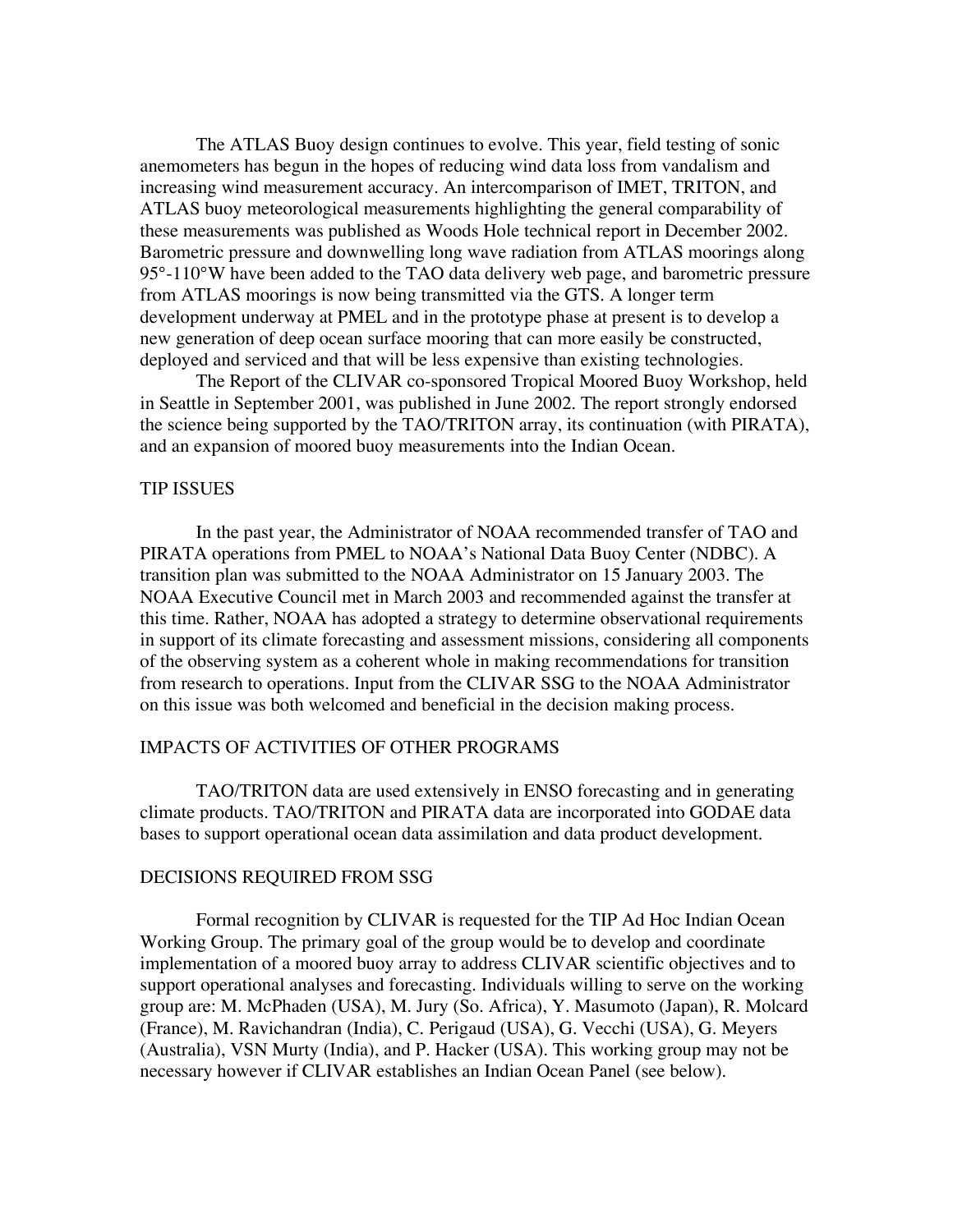The ATLAS Buoy design continues to evolve. This year, field testing of sonic anemometers has begun in the hopes of reducing wind data loss from vandalism and increasing wind measurement accuracy. An intercomparison of IMET, TRITON, and ATLAS buoy meteorological measurements highlighting the general comparability of these measurements was published as Woods Hole technical report in December 2002. Barometric pressure and downwelling long wave radiation from ATLAS moorings along 95°-110°W have been added to the TAO data delivery web page, and barometric pressure from ATLAS moorings is now being transmitted via the GTS. A longer term development underway at PMEL and in the prototype phase at present is to develop a new generation of deep ocean surface mooring that can more easily be constructed, deployed and serviced and that will be less expensive than existing technologies.

The Report of the CLIVAR co-sponsored Tropical Moored Buoy Workshop, held in Seattle in September 2001, was published in June 2002. The report strongly endorsed the science being supported by the TAO/TRITON array, its continuation (with PIRATA), and an expansion of moored buoy measurements into the Indian Ocean.

## TIP ISSUES

In the past year, the Administrator of NOAA recommended transfer of TAO and PIRATA operations from PMEL to NOAA's National Data Buoy Center (NDBC). A transition plan was submitted to the NOAA Administrator on 15 January 2003. The NOAA Executive Council met in March 2003 and recommended against the transfer at this time. Rather, NOAA has adopted a strategy to determine observational requirements in support of its climate forecasting and assessment missions, considering all components of the observing system as a coherent whole in making recommendations for transition from research to operations. Input from the CLIVAR SSG to the NOAA Administrator on this issue was both welcomed and beneficial in the decision making process.

## IMPACTS OF ACTIVITIES OF OTHER PROGRAMS

TAO/TRITON data are used extensively in ENSO forecasting and in generating climate products. TAO/TRITON and PIRATA data are incorporated into GODAE data bases to support operational ocean data assimilation and data product development.

## DECISIONS REQUIRED FROM SSG

Formal recognition by CLIVAR is requested for the TIP Ad Hoc Indian Ocean Working Group. The primary goal of the group would be to develop and coordinate implementation of a moored buoy array to address CLIVAR scientific objectives and to support operational analyses and forecasting. Individuals willing to serve on the working group are: M. McPhaden (USA), M. Jury (So. Africa), Y. Masumoto (Japan), R. Molcard (France), M. Ravichandran (India), C. Perigaud (USA), G. Vecchi (USA), G. Meyers (Australia), VSN Murty (India), and P. Hacker (USA). This working group may not be necessary however if CLIVAR establishes an Indian Ocean Panel (see below).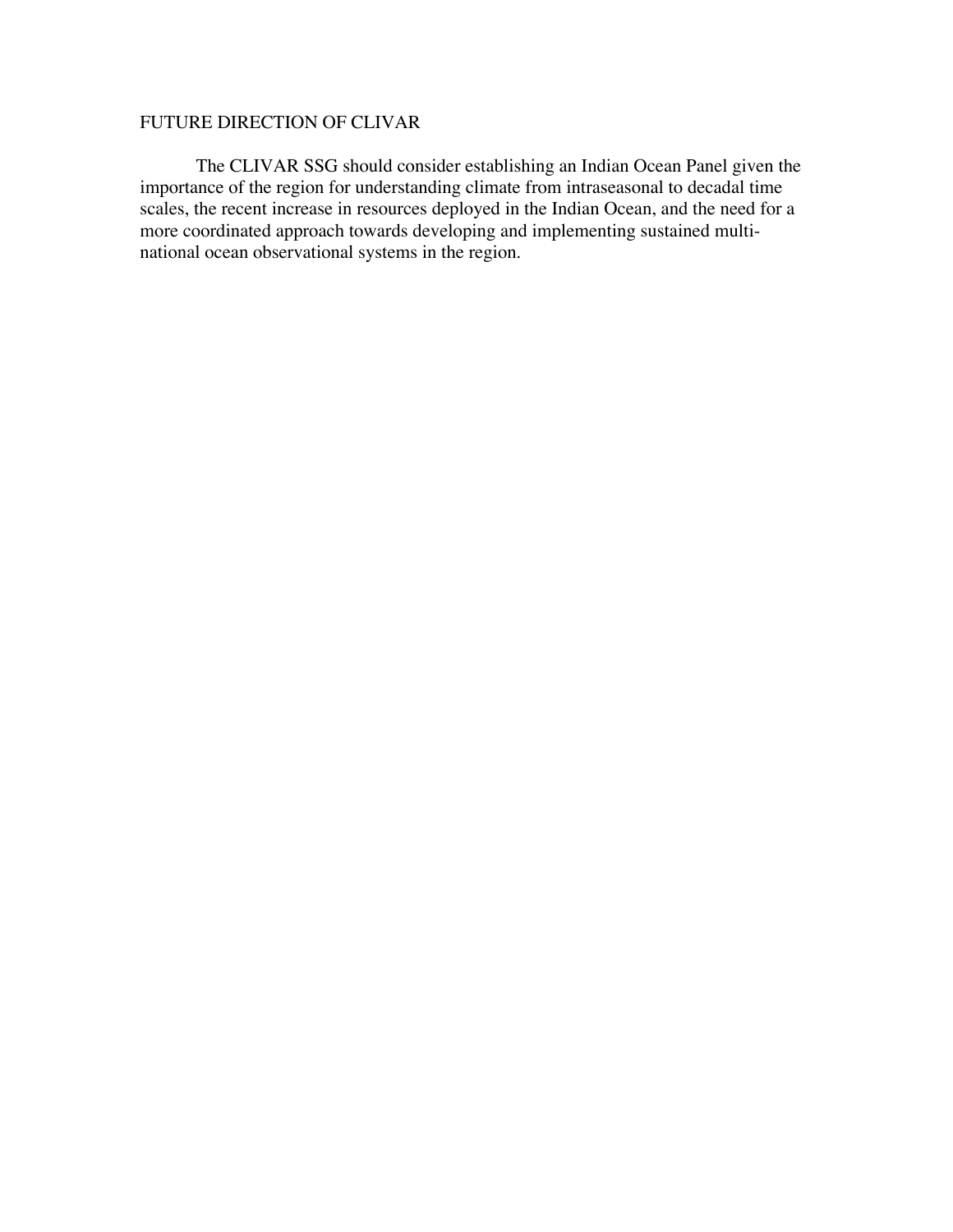# FUTURE DIRECTION OF CLIVAR

The CLIVAR SSG should consider establishing an Indian Ocean Panel given the importance of the region for understanding climate from intraseasonal to decadal time scales, the recent increase in resources deployed in the Indian Ocean, and the need for a more coordinated approach towards developing and implementing sustained multi-national ocean observational systems in the region.